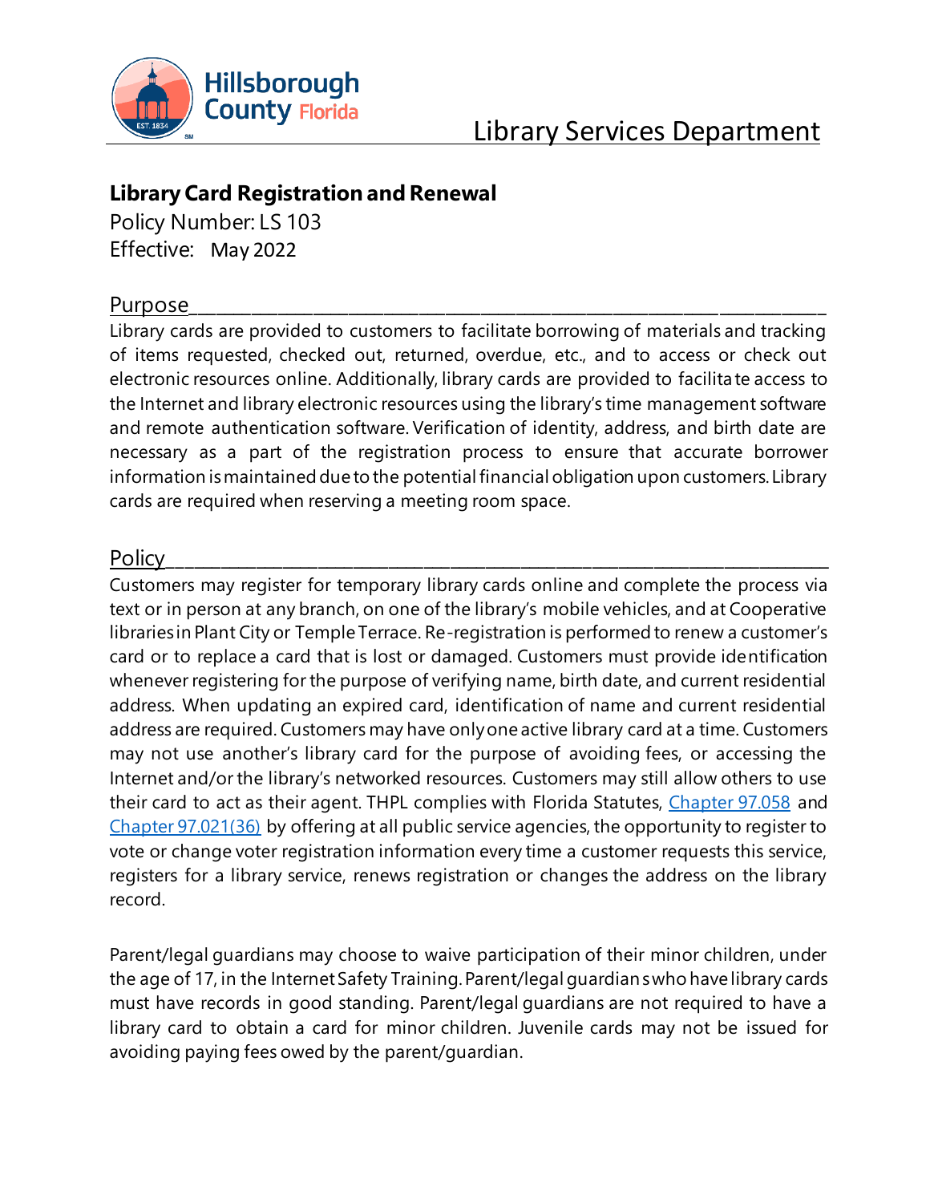Hillsborough County Florida

Library Services Department

## Library Card Registration and Renewal

Policy Number: LS 103
Effective: May 2022

### Purpose

Library cards are provided to customers to facilitate borrowing of materials and tracking of items requested, checked out, returned, overdue, etc., and to access or check out electronic resources online. Additionally, library cards are provided to facilitate access to the Internet and library electronic resources using the library's time management software and remote authentication software. Verification of identity, address, and birth date are necessary as a part of the registration process to ensure that accurate borrower information is maintained due to the potential financial obligation upon customers. Library cards are required when reserving a meeting room space.

### Policy

Customers may register for temporary library cards online and complete the process via text or in person at any branch, on one of the library's mobile vehicles, and at Cooperative libraries in Plant City or Temple Terrace. Re-registration is performed to renew a customer's card or to replace a card that is lost or damaged. Customers must provide identification whenever registering for the purpose of verifying name, birth date, and current residential address. When updating an expired card, identification of name and current residential address are required. Customers may have only one active library card at a time. Customers may not use another's library card for the purpose of avoiding fees, or accessing the Internet and/or the library's networked resources. Customers may still allow others to use their card to act as their agent. THPL complies with Florida Statutes, Chapter 97.058 and Chapter 97.021(36) by offering at all public service agencies, the opportunity to register to vote or change voter registration information every time a customer requests this service, registers for a library service, renews registration or changes the address on the library record.

Parent/legal guardians may choose to waive participation of their minor children, under the age of 17, in the Internet Safety Training. Parent/legal guardians who have library cards must have records in good standing. Parent/legal guardians are not required to have a library card to obtain a card for minor children. Juvenile cards may not be issued for avoiding paying fees owed by the parent/guardian.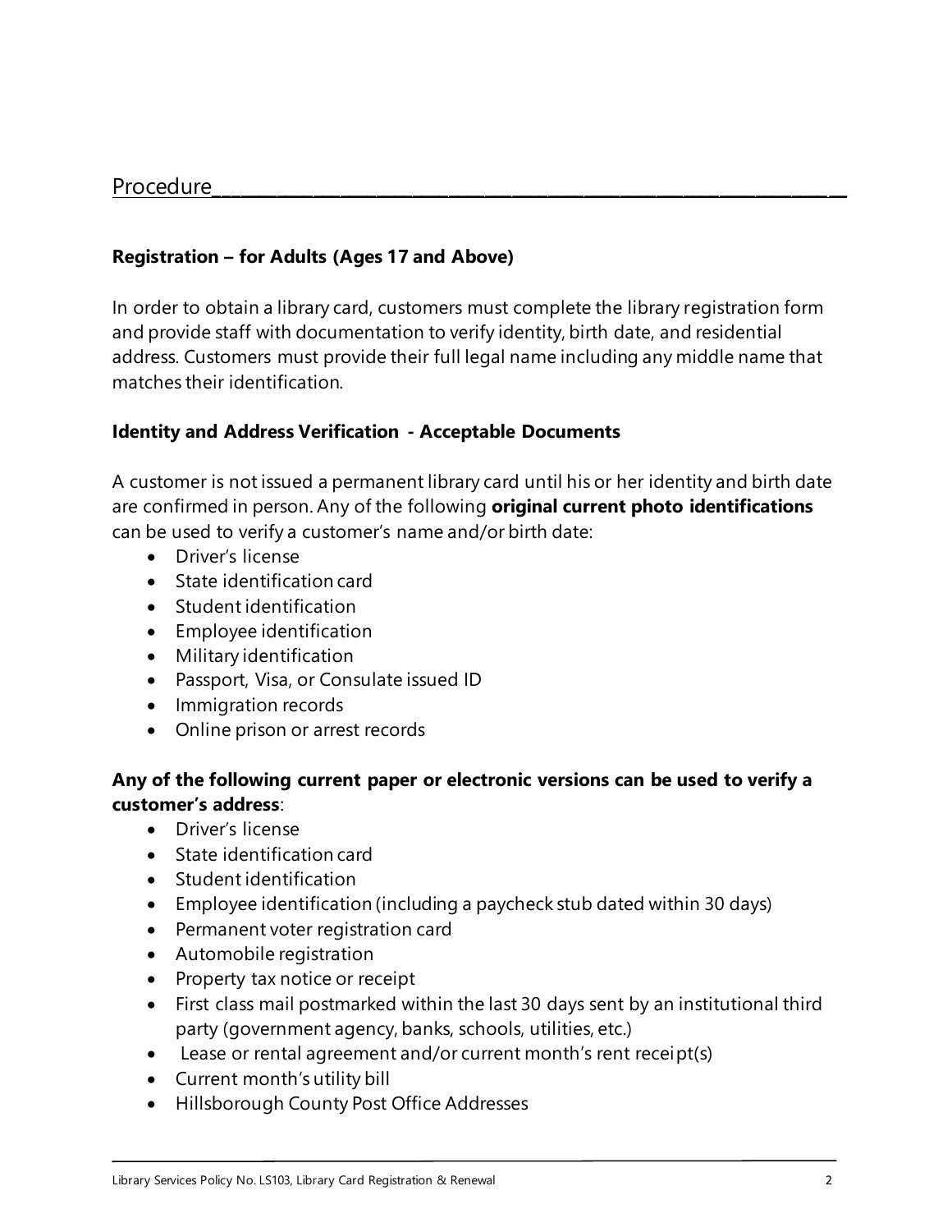## Procedure

### Registration – for Adults (Ages 17 and Above)

In order to obtain a library card, customers must complete the library registration form and provide staff with documentation to verify identity, birth date, and residential address. Customers must provide their full legal name including any middle name that matches their identification.

### Identity and Address Verification - Acceptable Documents

A customer is not issued a permanent library card until his or her identity and birth date are confirmed in person. Any of the following **original current photo identifications** can be used to verify a customer's name and/or birth date:

- Driver's license
- State identification card
- Student identification
- Employee identification
- Military identification
- Passport, Visa, or Consulate issued ID
- Immigration records
- Online prison or arrest records

**Any of the following current paper or electronic versions can be used to verify a customer's address**:

- Driver's license
- State identification card
- Student identification
- Employee identification (including a paycheck stub dated within 30 days)
- Permanent voter registration card
- Automobile registration
- Property tax notice or receipt
- First class mail postmarked within the last 30 days sent by an institutional third party (government agency, banks, schools, utilities, etc.)
- Lease or rental agreement and/or current month's rent receipt(s)
- Current month's utility bill
- Hillsborough County Post Office Addresses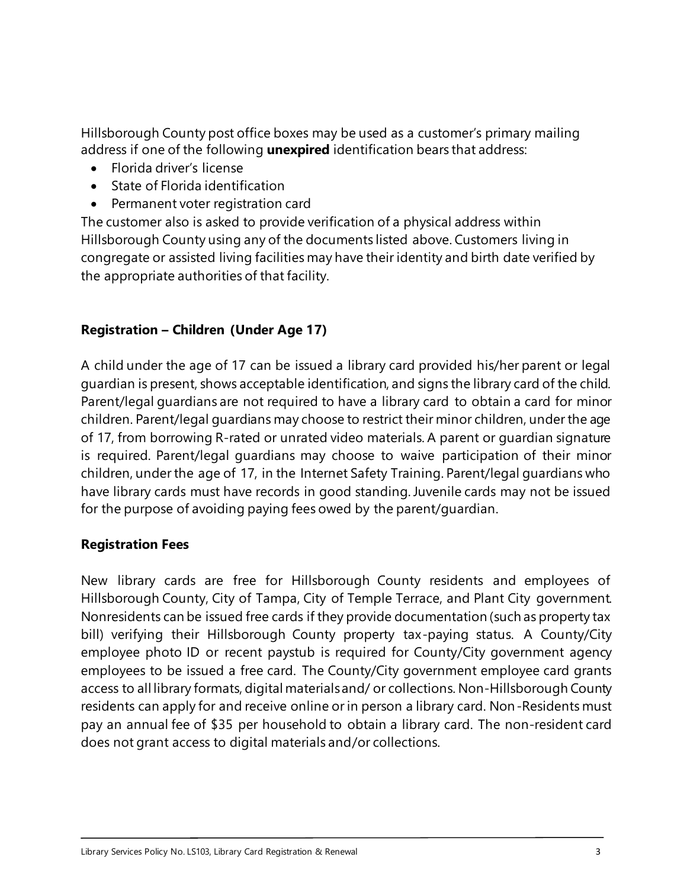Hillsborough County post office boxes may be used as a customer's primary mailing address if one of the following **unexpired** identification bears that address:

- Florida driver's license
- State of Florida identification
- Permanent voter registration card

The customer also is asked to provide verification of a physical address within Hillsborough County using any of the documents listed above. Customers living in congregate or assisted living facilities may have their identity and birth date verified by the appropriate authorities of that facility.

**Registration – Children (Under Age 17)**

A child under the age of 17 can be issued a library card provided his/her parent or legal guardian is present, shows acceptable identification, and signs the library card of the child. Parent/legal guardians are not required to have a library card to obtain a card for minor children. Parent/legal guardians may choose to restrict their minor children, under the age of 17, from borrowing R-rated or unrated video materials. A parent or guardian signature is required. Parent/legal guardians may choose to waive participation of their minor children, under the age of 17, in the Internet Safety Training. Parent/legal guardians who have library cards must have records in good standing. Juvenile cards may not be issued for the purpose of avoiding paying fees owed by the parent/guardian.

**Registration Fees**

New library cards are free for Hillsborough County residents and employees of Hillsborough County, City of Tampa, City of Temple Terrace, and Plant City government. Nonresidents can be issued free cards if they provide documentation (such as property tax bill) verifying their Hillsborough County property tax-paying status. A County/City employee photo ID or recent paystub is required for County/City government agency employees to be issued a free card. The County/City government employee card grants access to all library formats, digital materials and/ or collections. Non-Hillsborough County residents can apply for and receive online or in person a library card. Non-Residents must pay an annual fee of $35 per household to obtain a library card. The non-resident card does not grant access to digital materials and/or collections.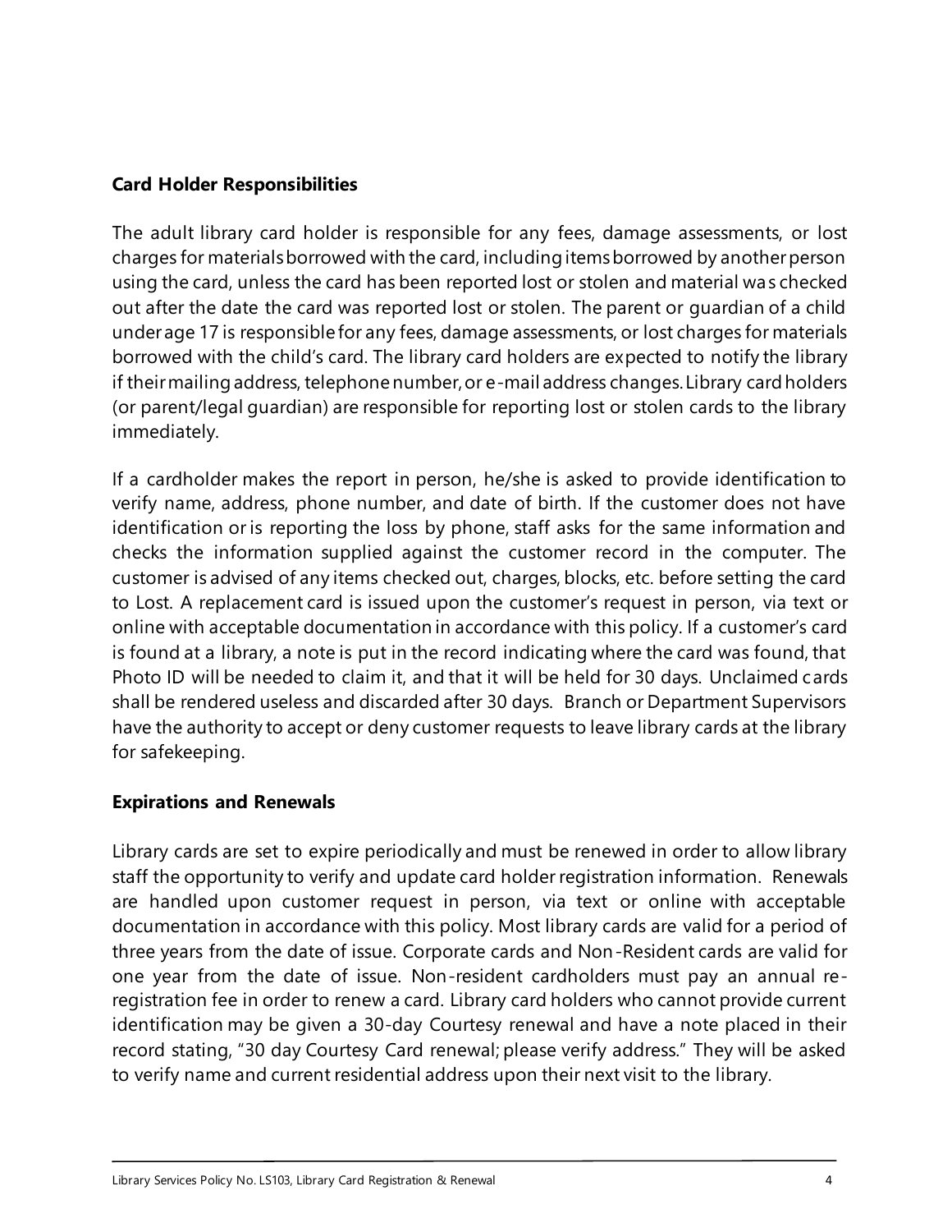### Card Holder Responsibilities

The adult library card holder is responsible for any fees, damage assessments, or lost charges for materials borrowed with the card, including items borrowed by another person using the card, unless the card has been reported lost or stolen and material was checked out after the date the card was reported lost or stolen. The parent or guardian of a child under age 17 is responsible for any fees, damage assessments, or lost charges for materials borrowed with the child's card. The library card holders are expected to notify the library if their mailing address, telephone number, or e-mail address changes. Library card holders (or parent/legal guardian) are responsible for reporting lost or stolen cards to the library immediately.

If a cardholder makes the report in person, he/she is asked to provide identification to verify name, address, phone number, and date of birth. If the customer does not have identification or is reporting the loss by phone, staff asks for the same information and checks the information supplied against the customer record in the computer. The customer is advised of any items checked out, charges, blocks, etc. before setting the card to Lost. A replacement card is issued upon the customer's request in person, via text or online with acceptable documentation in accordance with this policy. If a customer's card is found at a library, a note is put in the record indicating where the card was found, that Photo ID will be needed to claim it, and that it will be held for 30 days. Unclaimed cards shall be rendered useless and discarded after 30 days. Branch or Department Supervisors have the authority to accept or deny customer requests to leave library cards at the library for safekeeping.

### Expirations and Renewals

Library cards are set to expire periodically and must be renewed in order to allow library staff the opportunity to verify and update card holder registration information. Renewals are handled upon customer request in person, via text or online with acceptable documentation in accordance with this policy. Most library cards are valid for a period of three years from the date of issue. Corporate cards and Non-Resident cards are valid for one year from the date of issue. Non-resident cardholders must pay an annual re-registration fee in order to renew a card. Library card holders who cannot provide current identification may be given a 30-day Courtesy renewal and have a note placed in their record stating, "30 day Courtesy Card renewal; please verify address." They will be asked to verify name and current residential address upon their next visit to the library.